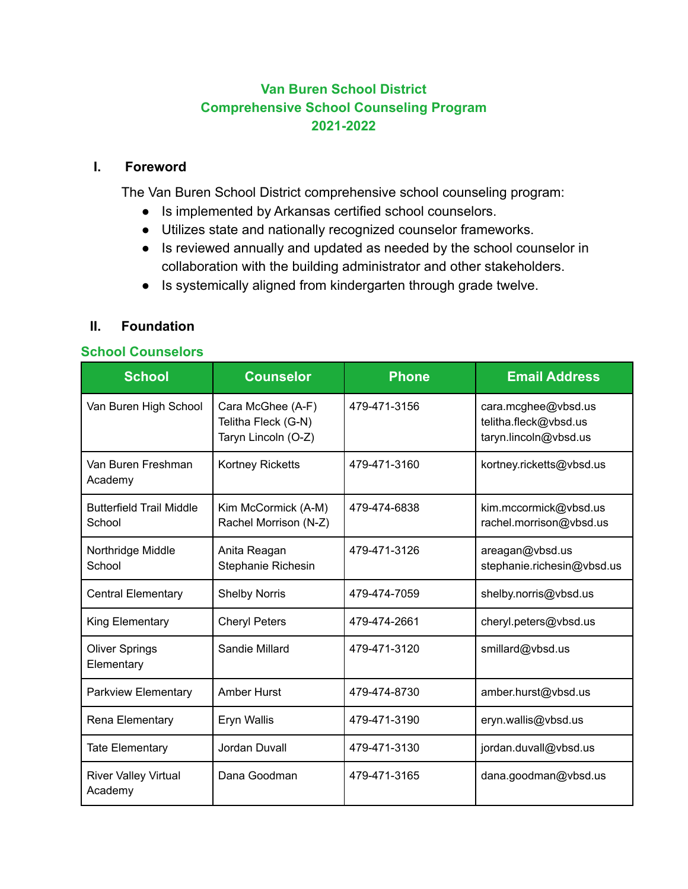# Van Buren School District
# Comprehensive School Counseling Program
# 2021-2022

## I. Foreword

The Van Buren School District comprehensive school counseling program:

- Is implemented by Arkansas certified school counselors.
- Utilizes state and nationally recognized counselor frameworks.
- Is reviewed annually and updated as needed by the school counselor in collaboration with the building administrator and other stakeholders.
- Is systemically aligned from kindergarten through grade twelve.

## II. Foundation

### School Counselors

| School | Counselor | Phone | Email Address |
|---|---|---|---|
| Van Buren High School | Cara McGhee (A-F)<br>Telitha Fleck (G-N)<br>Taryn Lincoln (O-Z) | 479-471-3156 | cara.mcghee@vbsd.us<br>telitha.fleck@vbsd.us<br>taryn.lincoln@vbsd.us |
| Van Buren Freshman Academy | Kortney Ricketts | 479-471-3160 | kortney.ricketts@vbsd.us |
| Butterfield Trail Middle School | Kim McCormick (A-M)<br>Rachel Morrison (N-Z) | 479-474-6838 | kim.mccormick@vbsd.us<br>rachel.morrison@vbsd.us |
| Northridge Middle School | Anita Reagan<br>Stephanie Richesin | 479-471-3126 | areagan@vbsd.us<br>stephanie.richesin@vbsd.us |
| Central Elementary | Shelby Norris | 479-474-7059 | shelby.norris@vbsd.us |
| King Elementary | Cheryl Peters | 479-474-2661 | cheryl.peters@vbsd.us |
| Oliver Springs Elementary | Sandie Millard | 479-471-3120 | smillard@vbsd.us |
| Parkview Elementary | Amber Hurst | 479-474-8730 | amber.hurst@vbsd.us |
| Rena Elementary | Eryn Wallis | 479-471-3190 | eryn.wallis@vbsd.us |
| Tate Elementary | Jordan Duvall | 479-471-3130 | jordan.duvall@vbsd.us |
| River Valley Virtual Academy | Dana Goodman | 479-471-3165 | dana.goodman@vbsd.us |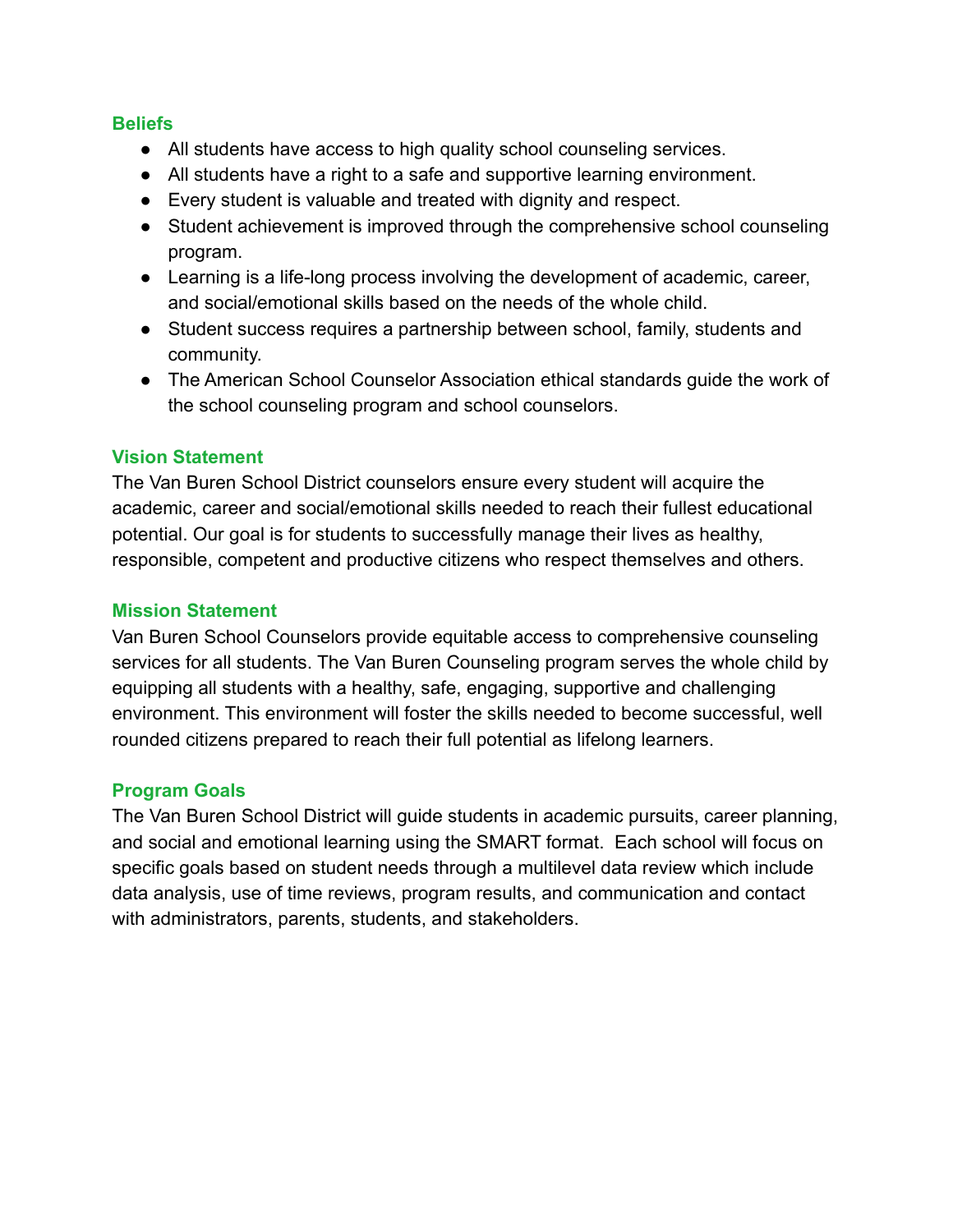## Beliefs

- All students have access to high quality school counseling services.
- All students have a right to a safe and supportive learning environment.
- Every student is valuable and treated with dignity and respect.
- Student achievement is improved through the comprehensive school counseling program.
- Learning is a life-long process involving the development of academic, career, and social/emotional skills based on the needs of the whole child.
- Student success requires a partnership between school, family, students and community.
- The American School Counselor Association ethical standards guide the work of the school counseling program and school counselors.

## Vision Statement

The Van Buren School District counselors ensure every student will acquire the academic, career and social/emotional skills needed to reach their fullest educational potential. Our goal is for students to successfully manage their lives as healthy, responsible, competent and productive citizens who respect themselves and others.

## Mission Statement

Van Buren School Counselors provide equitable access to comprehensive counseling services for all students. The Van Buren Counseling program serves the whole child by equipping all students with a healthy, safe, engaging, supportive and challenging environment. This environment will foster the skills needed to become successful, well rounded citizens prepared to reach their full potential as lifelong learners.

## Program Goals

The Van Buren School District will guide students in academic pursuits, career planning, and social and emotional learning using the SMART format. Each school will focus on specific goals based on student needs through a multilevel data review which include data analysis, use of time reviews, program results, and communication and contact with administrators, parents, students, and stakeholders.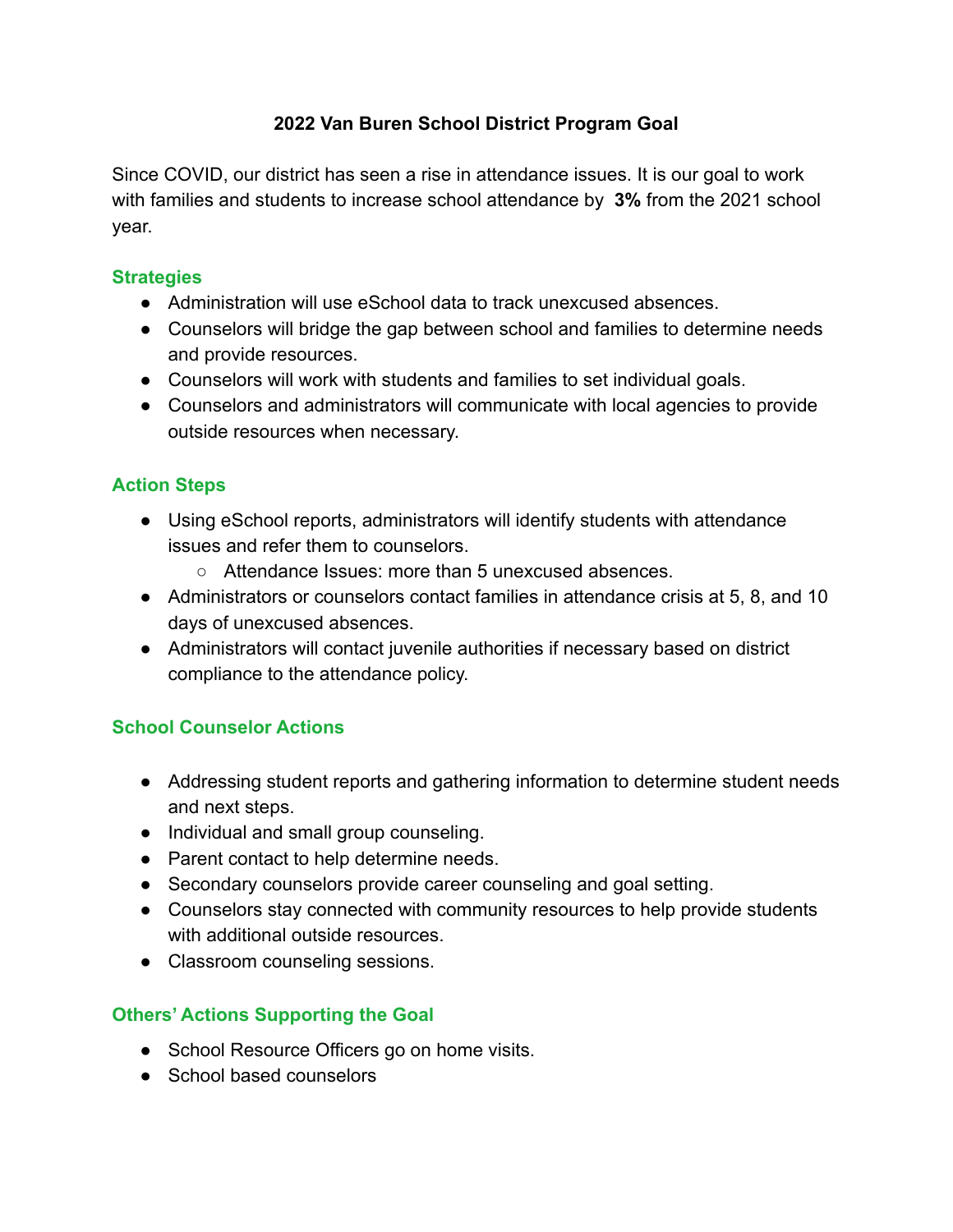# 2022 Van Buren School District Program Goal

Since COVID, our district has seen a rise in attendance issues. It is our goal to work with families and students to increase school attendance by **3%** from the 2021 school year.

## Strategies

- Administration will use eSchool data to track unexcused absences.
- Counselors will bridge the gap between school and families to determine needs and provide resources.
- Counselors will work with students and families to set individual goals.
- Counselors and administrators will communicate with local agencies to provide outside resources when necessary.

## Action Steps

- Using eSchool reports, administrators will identify students with attendance issues and refer them to counselors.
  - Attendance Issues: more than 5 unexcused absences.
- Administrators or counselors contact families in attendance crisis at 5, 8, and 10 days of unexcused absences.
- Administrators will contact juvenile authorities if necessary based on district compliance to the attendance policy.

## School Counselor Actions

- Addressing student reports and gathering information to determine student needs and next steps.
- Individual and small group counseling.
- Parent contact to help determine needs.
- Secondary counselors provide career counseling and goal setting.
- Counselors stay connected with community resources to help provide students with additional outside resources.
- Classroom counseling sessions.

## Others' Actions Supporting the Goal

- School Resource Officers go on home visits.
- School based counselors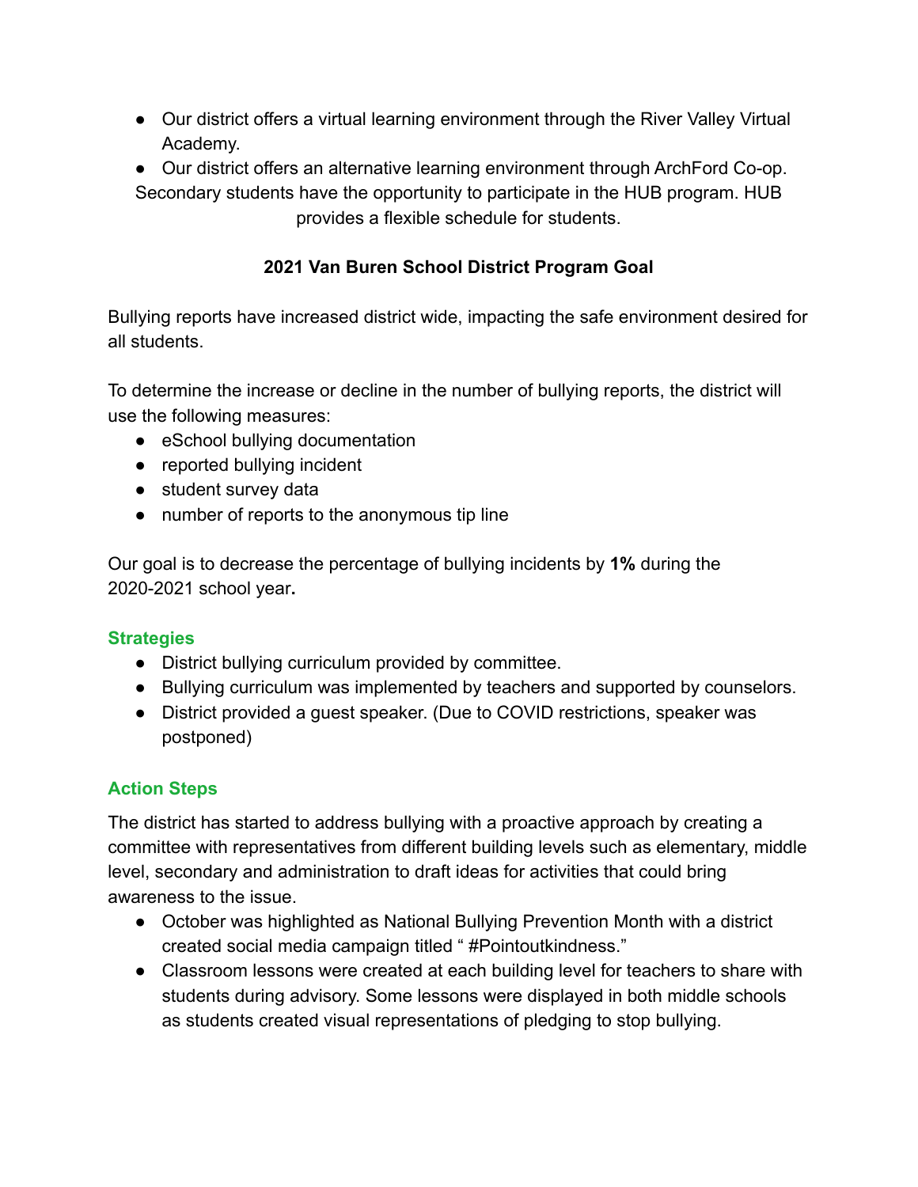- Our district offers a virtual learning environment through the River Valley Virtual Academy.
- Our district offers an alternative learning environment through ArchFord Co-op.

Secondary students have the opportunity to participate in the HUB program. HUB provides a flexible schedule for students.

### 2021 Van Buren School District Program Goal

Bullying reports have increased district wide, impacting the safe environment desired for all students.

To determine the increase or decline in the number of bullying reports, the district will use the following measures:

- eSchool bullying documentation
- reported bullying incident
- student survey data
- number of reports to the anonymous tip line

Our goal is to decrease the percentage of bullying incidents by **1%** during the 2020-2021 school year**.**

#### Strategies

- District bullying curriculum provided by committee.
- Bullying curriculum was implemented by teachers and supported by counselors.
- District provided a guest speaker. (Due to COVID restrictions, speaker was postponed)

#### Action Steps

The district has started to address bullying with a proactive approach by creating a committee with representatives from different building levels such as elementary, middle level, secondary and administration to draft ideas for activities that could bring awareness to the issue.

- October was highlighted as National Bullying Prevention Month with a district created social media campaign titled " #Pointoutkindness."
- Classroom lessons were created at each building level for teachers to share with students during advisory. Some lessons were displayed in both middle schools as students created visual representations of pledging to stop bullying.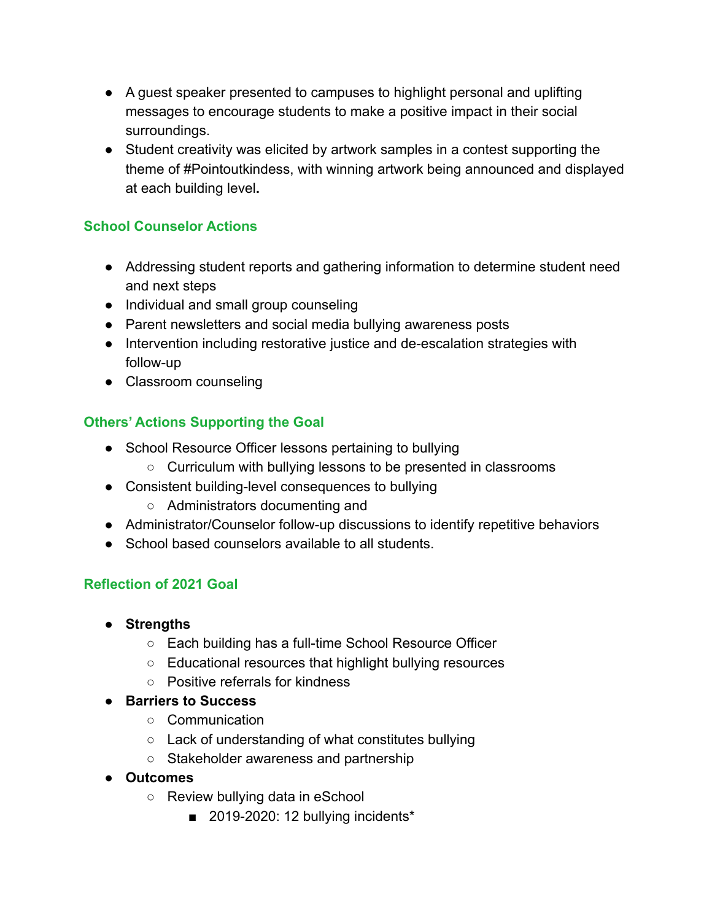- A guest speaker presented to campuses to highlight personal and uplifting messages to encourage students to make a positive impact in their social surroundings.
- Student creativity was elicited by artwork samples in a contest supporting the theme of #Pointoutkindess, with winning artwork being announced and displayed at each building level**.**

### School Counselor Actions

- Addressing student reports and gathering information to determine student need and next steps
- Individual and small group counseling
- Parent newsletters and social media bullying awareness posts
- Intervention including restorative justice and de-escalation strategies with follow-up
- Classroom counseling

### Others' Actions Supporting the Goal

- School Resource Officer lessons pertaining to bullying
  - Curriculum with bullying lessons to be presented in classrooms
- Consistent building-level consequences to bullying
  - Administrators documenting and
- Administrator/Counselor follow-up discussions to identify repetitive behaviors
- School based counselors available to all students.

### Reflection of 2021 Goal

- **Strengths**
  - Each building has a full-time School Resource Officer
  - Educational resources that highlight bullying resources
  - Positive referrals for kindness
- **Barriers to Success**
  - Communication
  - Lack of understanding of what constitutes bullying
  - Stakeholder awareness and partnership
- **Outcomes**
  - Review bullying data in eSchool
    - 2019-2020: 12 bullying incidents*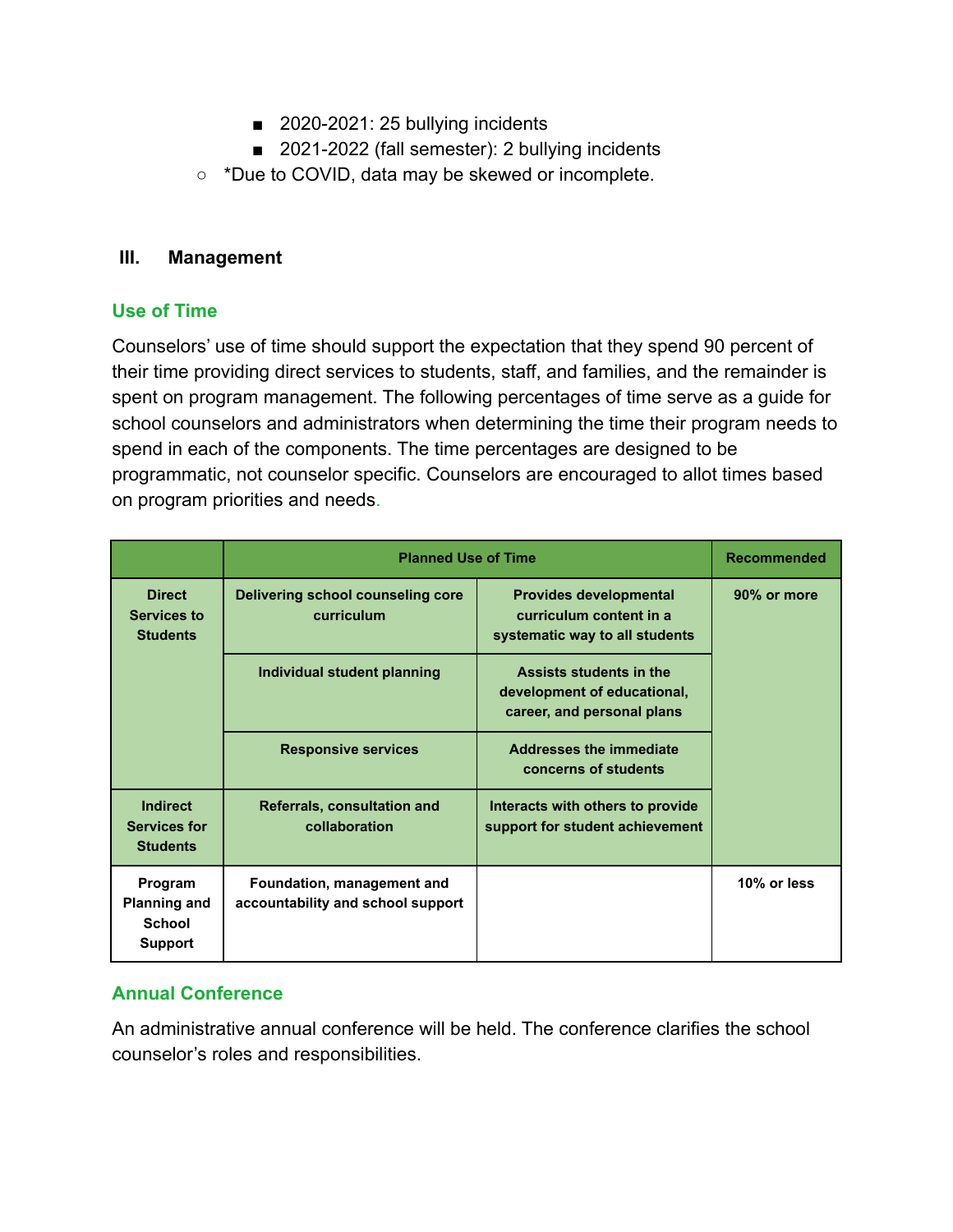- 2020-2021: 25 bullying incidents
- 2021-2022 (fall semester): 2 bullying incidents

*Due to COVID, data may be skewed or incomplete.

## III. Management

### Use of Time

Counselors' use of time should support the expectation that they spend 90 percent of their time providing direct services to students, staff, and families, and the remainder is spent on program management. The following percentages of time serve as a guide for school counselors and administrators when determining the time their program needs to spend in each of the components. The time percentages are designed to be programmatic, not counselor specific. Counselors are encouraged to allot times based on program priorities and needs.

| | Planned Use of Time | | Recommended |
|---|---|---|---|
| **Direct Services to Students** | **Delivering school counseling core curriculum** | **Provides developmental curriculum content in a systematic way to all students** | **90% or more** |
| | **Individual student planning** | **Assists students in the development of educational, career, and personal plans** | |
| | **Responsive services** | **Addresses the immediate concerns of students** | |
| **Indirect Services for Students** | **Referrals, consultation and collaboration** | **Interacts with others to provide support for student achievement** | |
| **Program Planning and School Support** | **Foundation, management and accountability and school support** | | **10% or less** |

### Annual Conference

An administrative annual conference will be held. The conference clarifies the school counselor's roles and responsibilities.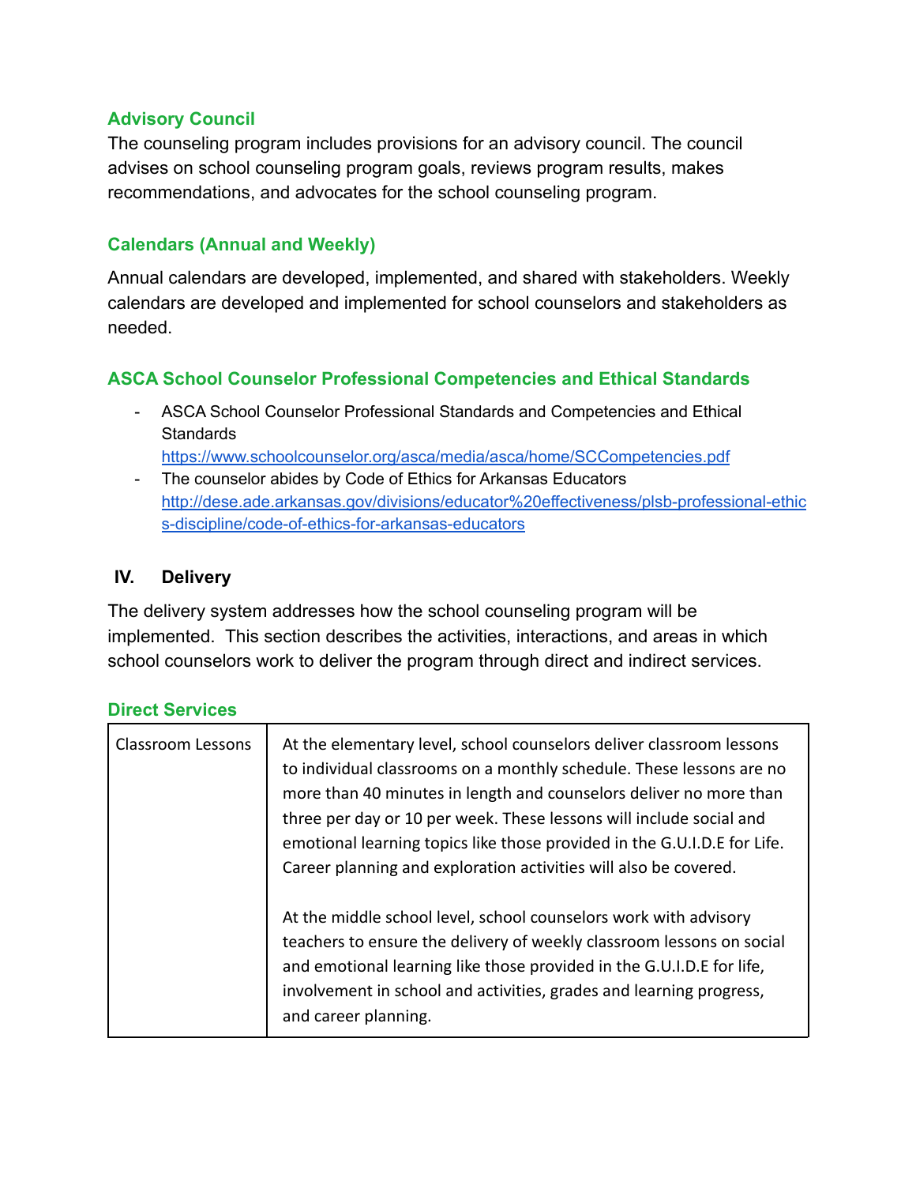### Advisory Council

The counseling program includes provisions for an advisory council. The council advises on school counseling program goals, reviews program results, makes recommendations, and advocates for the school counseling program.

### Calendars (Annual and Weekly)

Annual calendars are developed, implemented, and shared with stakeholders. Weekly calendars are developed and implemented for school counselors and stakeholders as needed.

### ASCA School Counselor Professional Competencies and Ethical Standards

- ASCA School Counselor Professional Standards and Competencies and Ethical Standards https://www.schoolcounselor.org/asca/media/asca/home/SCCompetencies.pdf
- The counselor abides by Code of Ethics for Arkansas Educators http://dese.ade.arkansas.gov/divisions/educator%20effectiveness/plsb-professional-ethics-discipline/code-of-ethics-for-arkansas-educators

## IV. Delivery

The delivery system addresses how the school counseling program will be implemented. This section describes the activities, interactions, and areas in which school counselors work to deliver the program through direct and indirect services.

### Direct Services

| | |
|---|---|
| Classroom Lessons | At the elementary level, school counselors deliver classroom lessons to individual classrooms on a monthly schedule. These lessons are no more than 40 minutes in length and counselors deliver no more than three per day or 10 per week. These lessons will include social and emotional learning topics like those provided in the G.U.I.D.E for Life. Career planning and exploration activities will also be covered.<br><br>At the middle school level, school counselors work with advisory teachers to ensure the delivery of weekly classroom lessons on social and emotional learning like those provided in the G.U.I.D.E for life, involvement in school and activities, grades and learning progress, and career planning. |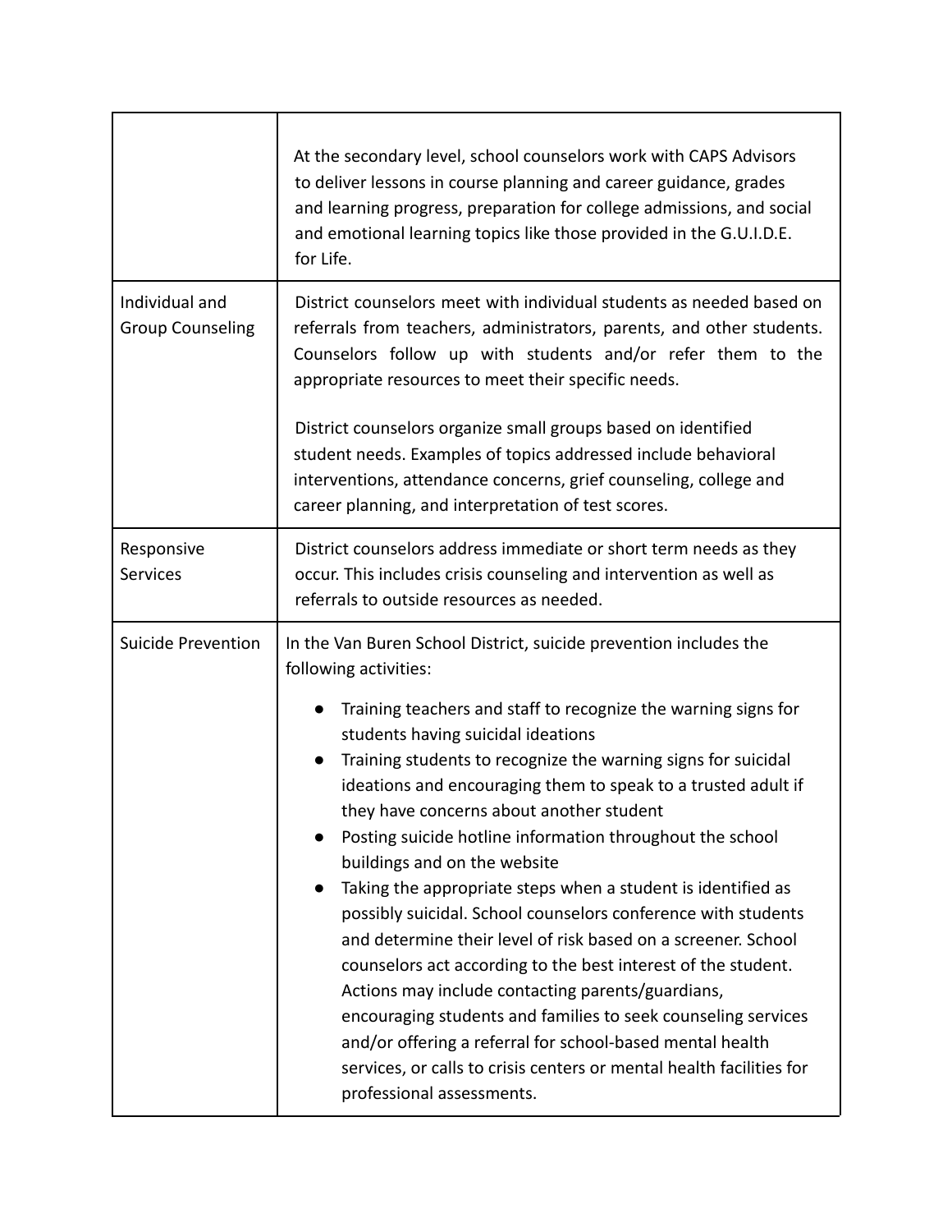| | |
|---|---|
| | At the secondary level, school counselors work with CAPS Advisors to deliver lessons in course planning and career guidance, grades and learning progress, preparation for college admissions, and social and emotional learning topics like those provided in the G.U.I.D.E. for Life. |
| Individual and Group Counseling | District counselors meet with individual students as needed based on referrals from teachers, administrators, parents, and other students. Counselors follow up with students and/or refer them to the appropriate resources to meet their specific needs.<br><br>District counselors organize small groups based on identified student needs. Examples of topics addressed include behavioral interventions, attendance concerns, grief counseling, college and career planning, and interpretation of test scores. |
| Responsive Services | District counselors address immediate or short term needs as they occur. This includes crisis counseling and intervention as well as referrals to outside resources as needed. |
| Suicide Prevention | In the Van Buren School District, suicide prevention includes the following activities:<br><br>● Training teachers and staff to recognize the warning signs for students having suicidal ideations<br>● Training students to recognize the warning signs for suicidal ideations and encouraging them to speak to a trusted adult if they have concerns about another student<br>● Posting suicide hotline information throughout the school buildings and on the website<br>● Taking the appropriate steps when a student is identified as possibly suicidal. School counselors conference with students and determine their level of risk based on a screener. School counselors act according to the best interest of the student. Actions may include contacting parents/guardians, encouraging students and families to seek counseling services and/or offering a referral for school-based mental health services, or calls to crisis centers or mental health facilities for professional assessments. |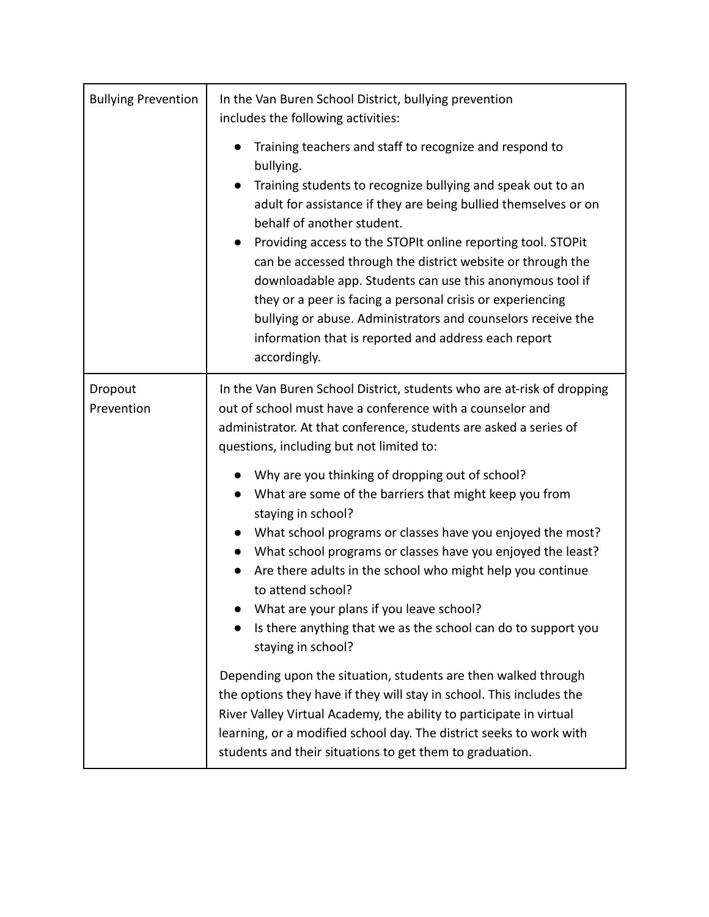| Bullying Prevention | In the Van Buren School District, bullying prevention includes the following activities:<br><br>• Training teachers and staff to recognize and respond to bullying.<br>• Training students to recognize bullying and speak out to an adult for assistance if they are being bullied themselves or on behalf of another student.<br>• Providing access to the STOPIt online reporting tool. STOPit can be accessed through the district website or through the downloadable app. Students can use this anonymous tool if they or a peer is facing a personal crisis or experiencing bullying or abuse. Administrators and counselors receive the information that is reported and address each report accordingly. |
|---|---|
| Dropout Prevention | In the Van Buren School District, students who are at-risk of dropping out of school must have a conference with a counselor and administrator. At that conference, students are asked a series of questions, including but not limited to:<br><br>• Why are you thinking of dropping out of school?<br>• What are some of the barriers that might keep you from staying in school?<br>• What school programs or classes have you enjoyed the most?<br>• What school programs or classes have you enjoyed the least?<br>• Are there adults in the school who might help you continue to attend school?<br>• What are your plans if you leave school?<br>• Is there anything that we as the school can do to support you staying in school?<br><br>Depending upon the situation, students are then walked through the options they have if they will stay in school. This includes the River Valley Virtual Academy, the ability to participate in virtual learning, or a modified school day. The district seeks to work with students and their situations to get them to graduation. |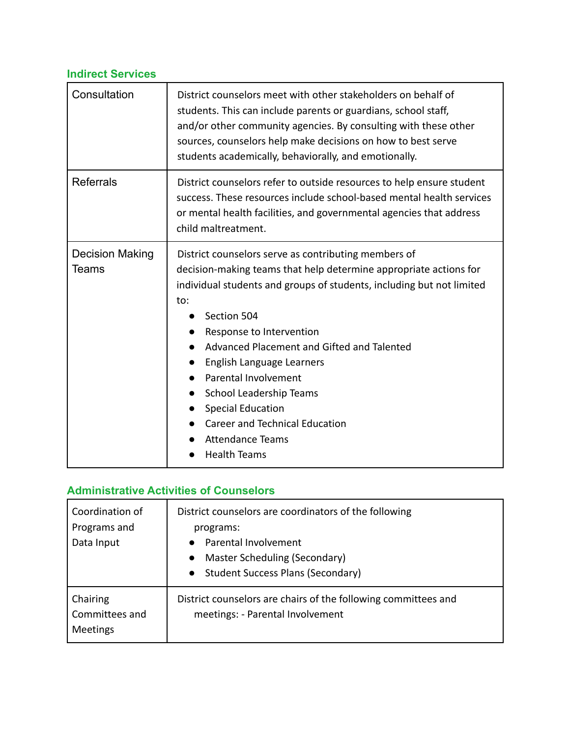### Indirect Services

| | |
|---|---|
| Consultation | District counselors meet with other stakeholders on behalf of students. This can include parents or guardians, school staff, and/or other community agencies. By consulting with these other sources, counselors help make decisions on how to best serve students academically, behaviorally, and emotionally. |
| Referrals | District counselors refer to outside resources to help ensure student success. These resources include school-based mental health services or mental health facilities, and governmental agencies that address child maltreatment. |
| Decision Making Teams | District counselors serve as contributing members of decision-making teams that help determine appropriate actions for individual students and groups of students, including but not limited to:<br>● Section 504<br>● Response to Intervention<br>● Advanced Placement and Gifted and Talented<br>● English Language Learners<br>● Parental Involvement<br>● School Leadership Teams<br>● Special Education<br>● Career and Technical Education<br>● Attendance Teams<br>● Health Teams |

### Administrative Activities of Counselors

| | |
|---|---|
| Coordination of Programs and Data Input | District counselors are coordinators of the following programs:<br>● Parental Involvement<br>● Master Scheduling (Secondary)<br>● Student Success Plans (Secondary) |
| Chairing Committees and Meetings | District counselors are chairs of the following committees and meetings: - Parental Involvement |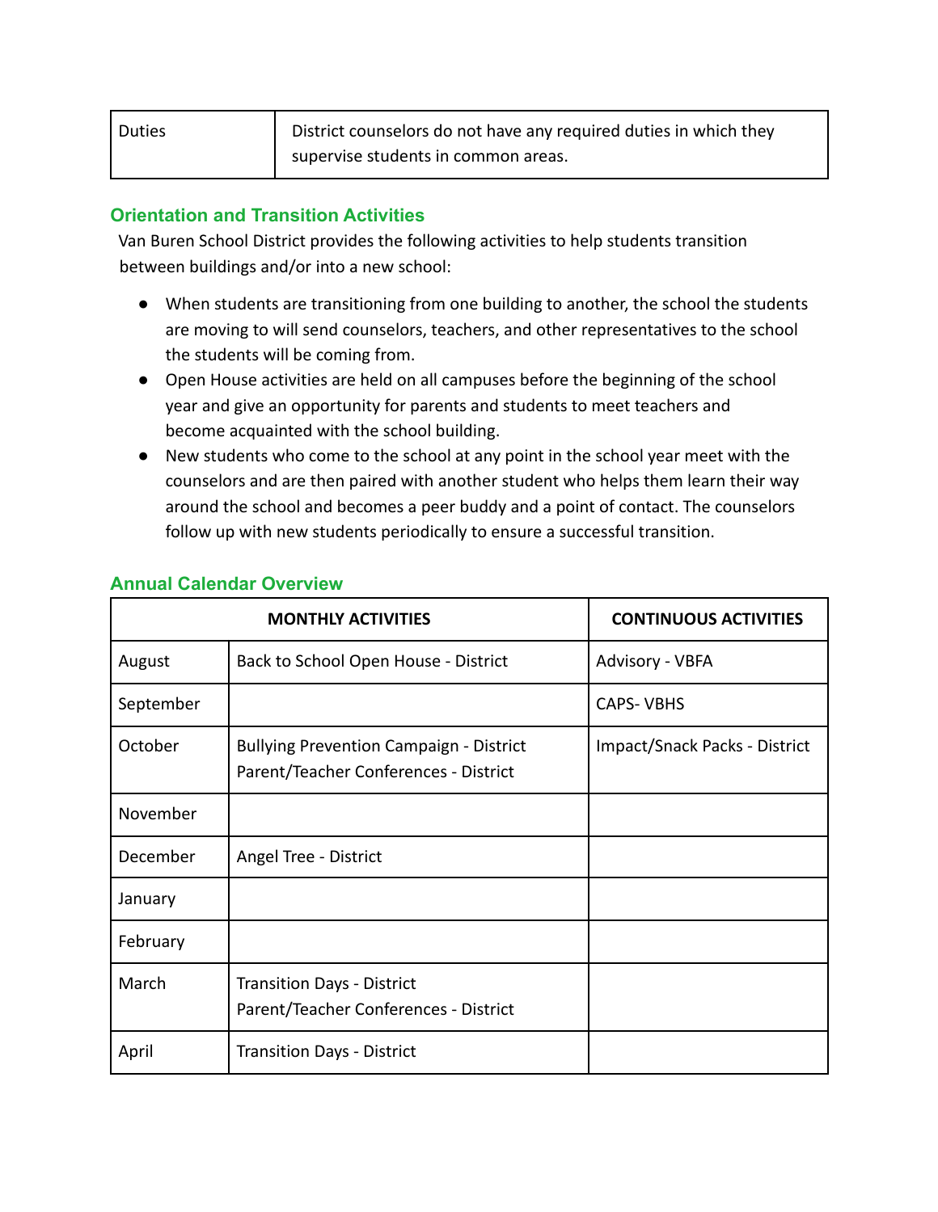| Duties | District counselors do not have any required duties in which they supervise students in common areas. |
|---|---|

### Orientation and Transition Activities

Van Buren School District provides the following activities to help students transition between buildings and/or into a new school:

- When students are transitioning from one building to another, the school the students are moving to will send counselors, teachers, and other representatives to the school the students will be coming from.
- Open House activities are held on all campuses before the beginning of the school year and give an opportunity for parents and students to meet teachers and become acquainted with the school building.
- New students who come to the school at any point in the school year meet with the counselors and are then paired with another student who helps them learn their way around the school and becomes a peer buddy and a point of contact. The counselors follow up with new students periodically to ensure a successful transition.

### Annual Calendar Overview

| MONTHLY ACTIVITIES | | CONTINUOUS ACTIVITIES |
|---|---|---|
| August | Back to School Open House - District | Advisory - VBFA |
| September | | CAPS- VBHS |
| October | Bullying Prevention Campaign - District<br>Parent/Teacher Conferences - District | Impact/Snack Packs - District |
| November | | |
| December | Angel Tree - District | |
| January | | |
| February | | |
| March | Transition Days - District<br>Parent/Teacher Conferences - District | |
| April | Transition Days - District | |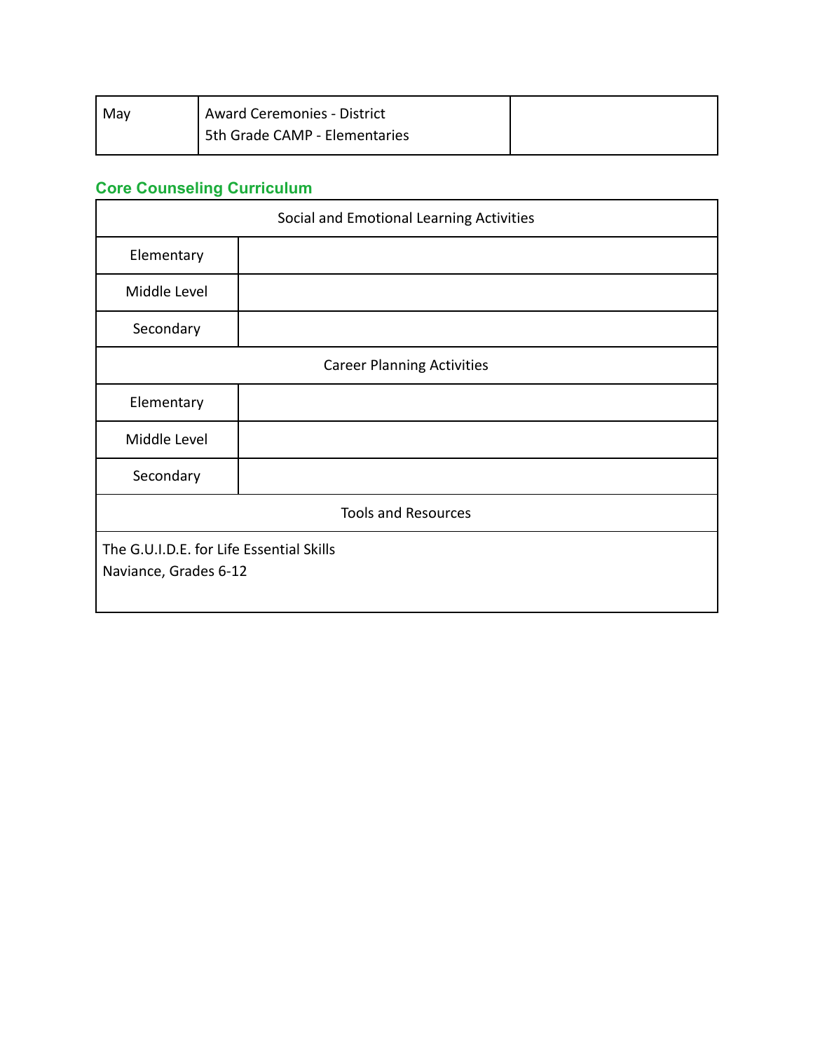| | | |
|---|---|---|
| May | Award Ceremonies - District<br>5th Grade CAMP - Elementaries | |

## Core Counseling Curriculum

| Social and Emotional Learning Activities | |
|---|---|
| Elementary | |
| Middle Level | |
| Secondary | |
| **Career Planning Activities** | |
| Elementary | |
| Middle Level | |
| Secondary | |
| **Tools and Resources** | |
| The G.U.I.D.E. for Life Essential Skills<br>Naviance, Grades 6-12 | |